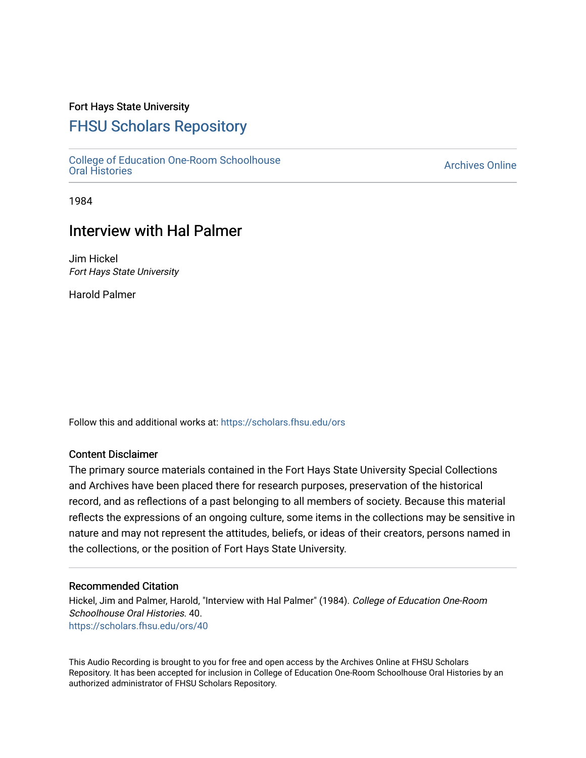Fort Hays State University

# FHSU Scholars Repository

College of Education One-Room Schoolhouse Oral Histories

Archives Online

1984

## Interview with Hal Palmer

Jim Hickel
*Fort Hays State University*

Harold Palmer

Follow this and additional works at: https://scholars.fhsu.edu/ors

### Content Disclaimer

The primary source materials contained in the Fort Hays State University Special Collections and Archives have been placed there for research purposes, preservation of the historical record, and as reflections of a past belonging to all members of society. Because this material reflects the expressions of an ongoing culture, some items in the collections may be sensitive in nature and may not represent the attitudes, beliefs, or ideas of their creators, persons named in the collections, or the position of Fort Hays State University.

### Recommended Citation

Hickel, Jim and Palmer, Harold, "Interview with Hal Palmer" (1984). *College of Education One-Room Schoolhouse Oral Histories*. 40.
https://scholars.fhsu.edu/ors/40

This Audio Recording is brought to you for free and open access by the Archives Online at FHSU Scholars Repository. It has been accepted for inclusion in College of Education One-Room Schoolhouse Oral Histories by an authorized administrator of FHSU Scholars Repository.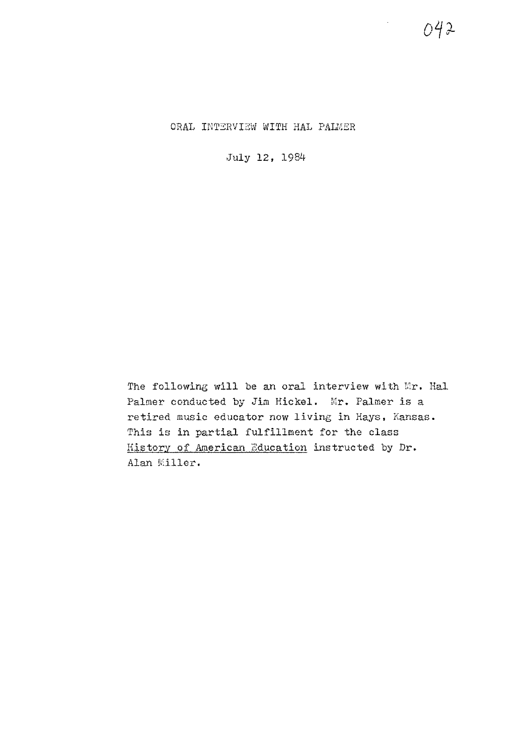# ORAL INTERVIEW WITH HAL PALMER

July 12, 1984

The following will be an oral interview with Mr. Hal Palmer conducted by Jim Hickel. Mr. Palmer is a retired music educator now living in Hays, Kansas. This is in partial fulfillment for the class History of American Education instructed by Dr. Alan Miller.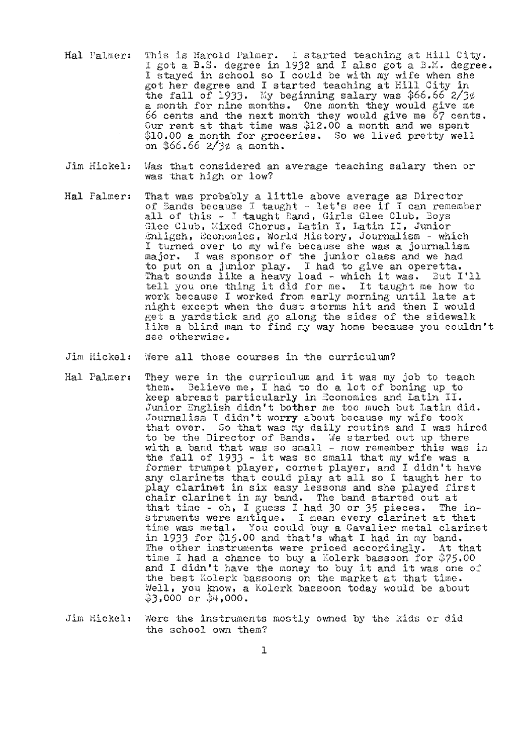Hal Palmer: This is Harold Palmer. I started teaching at Hill City. I got a B.S. degree in 1932 and I also got a B.M. degree. I stayed in school so I could be with my wife when she got her degree and I started teaching at Hill City in the fall of 1933. My beginning salary was $66.66 2/3¢ a month for nine months. One month they would give me 66 cents and the next month they would give me 67 cents. Our rent at that time was $12.00 a month and we spent $10.00 a month for groceries. So we lived pretty well on $66.66 2/3¢ a month.

Jim Hickel: Was that considered an average teaching salary then or was that high or low?

Hal Palmer: That was probably a little above average as Director of Bands because I taught - let's see if I can remember all of this - I taught Band, Girls Glee Club, Boys Glee Club, Mixed Chorus, Latin I, Latin II, Junior Enligsh, Economics, World History, Journalism - which I turned over to my wife because she was a journalism major. I was sponsor of the junior class and we had to put on a junior play. I had to give an operetta. That sounds like a heavy load - which it was. But I'll tell you one thing it did for me. It taught me how to work because I worked from early morning until late at night except when the dust storms hit and then I would get a yardstick and go along the sides of the sidewalk like a blind man to find my way home because you couldn't see otherwise.

Jim Hickel: Were all those courses in the curriculum?

Hal Palmer: They were in the curriculum and it was my job to teach them. Believe me, I had to do a lot of boning up to keep abreast particularly in Economics and Latin II. Junior English didn't bother me too much but Latin did. Journalism I didn't worry about because my wife took that over. So that was my daily routine and I was hired to be the Director of Bands. We started out up there with a band that was so small - now remember this was in the fall of 1933 - it was so small that my wife was a former trumpet player, cornet player, and I didn't have any clarinets that could play at all so I taught her to play clarinet in six easy lessons and she played first chair clarinet in my band. The band started out at that time - oh, I guess I had 30 or 35 pieces. The instruments were antique. I mean every clarinet at that time was metal. You could buy a Cavalier metal clarinet in 1933 for $15.00 and that's what I had in my band. The other instruments were priced accordingly. At that time I had a chance to buy a Kolerk bassoon for $75.00 and I didn't have the money to buy it and it was one of the best Kolerk bassoons on the market at that time. Well, you know, a Kolerk bassoon today would be about $3,000 or $4,000.

Jim Hickel: Were the instruments mostly owned by the kids or did the school own them?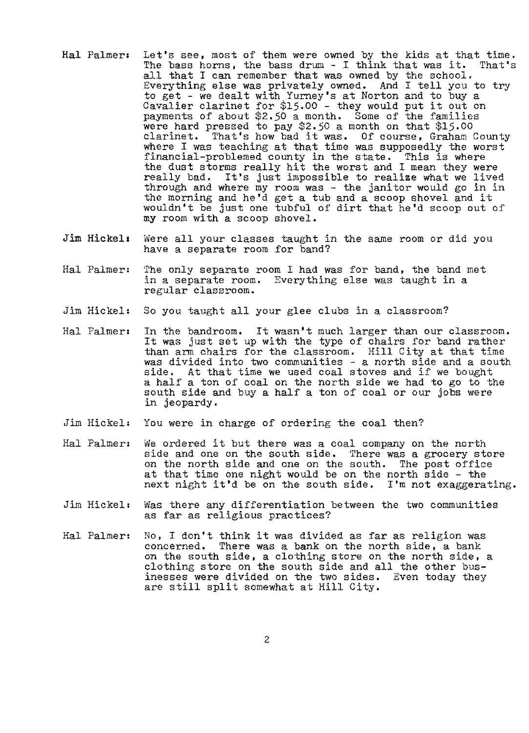**Hal Palmer:** Let's see, most of them were owned by the kids at that time. The bass horns, the bass drum - I think that was it. That's all that I can remember that was owned by the school. Everything else was privately owned. And I tell you to try to get - we dealt with Yurney's at Norton and to buy a Cavalier clarinet for $15.00 - they would put it out on payments of about $2.50 a month. Some of the families were hard pressed to pay $2.50 a month on that $15.00 clarinet. That's how bad it was. Of course, Graham County where I was teaching at that time was supposedly the worst financial-problemed county in the state. This is where the dust storms really hit the worst and I mean they were really bad. It's just impossible to realize what we lived through and where my room was - the janitor would go in in the morning and he'd get a tub and a scoop shovel and it wouldn't be just one tubful of dirt that he'd scoop out of my room with a scoop shovel.

**Jim Hickel:** Were all your classes taught in the same room or did you have a separate room for band?

Hal Palmer: The only separate room I had was for band, the band met in a separate room. Everything else was taught in a regular classroom.

Jim Hickel: So you taught all your glee clubs in a classroom?

Hal Palmer: In the bandroom. It wasn't much larger than our classroom. It was just set up with the type of chairs for band rather than arm chairs for the classroom. Hill City at that time was divided into two communities - a north side and a south side. At that time we used coal stoves and if we bought a half a ton of coal on the north side we had to go to the south side and buy a half a ton of coal or our jobs were in jeopardy.

Jim Hickel: You were in charge of ordering the coal then?

Hal Palmer: We ordered it but there was a coal company on the north side and one on the south side. There was a grocery store on the north side and one on the south. The post office at that time one night would be on the north side - the next night it'd be on the south side. I'm not exaggerating.

Jim Hickel: Was there any differentiation between the two communities as far as religious practices?

Hal Palmer: No, I don't think it was divided as far as religion was concerned. There was a bank on the north side, a bank on the south side, a clothing store on the north side, a clothing store on the south side and all the other businesses were divided on the two sides. Even today they are still split somewhat at Hill City.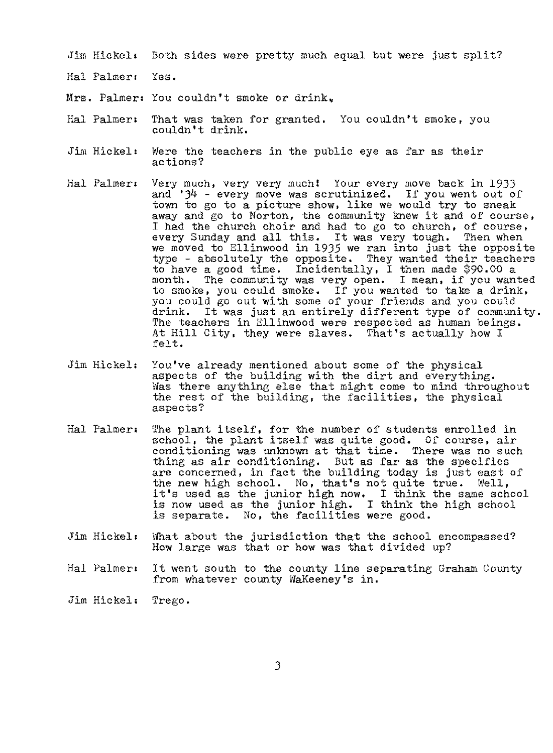Jim Hickel: Both sides were pretty much equal but were just split?

Hal Palmer: Yes.

Mrs. Palmer: You couldn't smoke or drink.

Hal Palmer: That was taken for granted. You couldn't smoke, you couldn't drink.

Jim Hickel: Were the teachers in the public eye as far as their actions?

Hal Palmer: Very much, very very much! Your every move back in 1933 and '34 - every move was scrutinized. If you went out of town to go to a picture show, like we would try to sneak away and go to Norton, the community knew it and of course, I had the church choir and had to go to church, of course, every Sunday and all this. It was very tough. Then when we moved to Ellinwood in 1935 we ran into just the opposite type - absolutely the opposite. They wanted their teachers to have a good time. Incidentally, I then made $90.00 a month. The community was very open. I mean, if you wanted to smoke, you could smoke. If you wanted to take a drink, you could go out with some of your friends and you could drink. It was just an entirely different type of community. The teachers in Ellinwood were respected as human beings. At Hill City, they were slaves. That's actually how I felt.

Jim Hickel: You've already mentioned about some of the physical aspects of the building with the dirt and everything. Was there anything else that might come to mind throughout the rest of the building, the facilities, the physical aspects?

Hal Palmer: The plant itself, for the number of students enrolled in school, the plant itself was quite good. Of course, air conditioning was unknown at that time. There was no such thing as air conditioning. But as far as the specifics are concerned, in fact the building today is just east of the new high school. No, that's not quite true. Well, it's used as the junior high now. I think the same school is now used as the junior high. I think the high school is separate. No, the facilities were good.

Jim Hickel: What about the jurisdiction that the school encompassed? How large was that or how was that divided up?

Hal Palmer: It went south to the county line separating Graham County from whatever county WaKeeney's in.

Jim Hickel: Trego.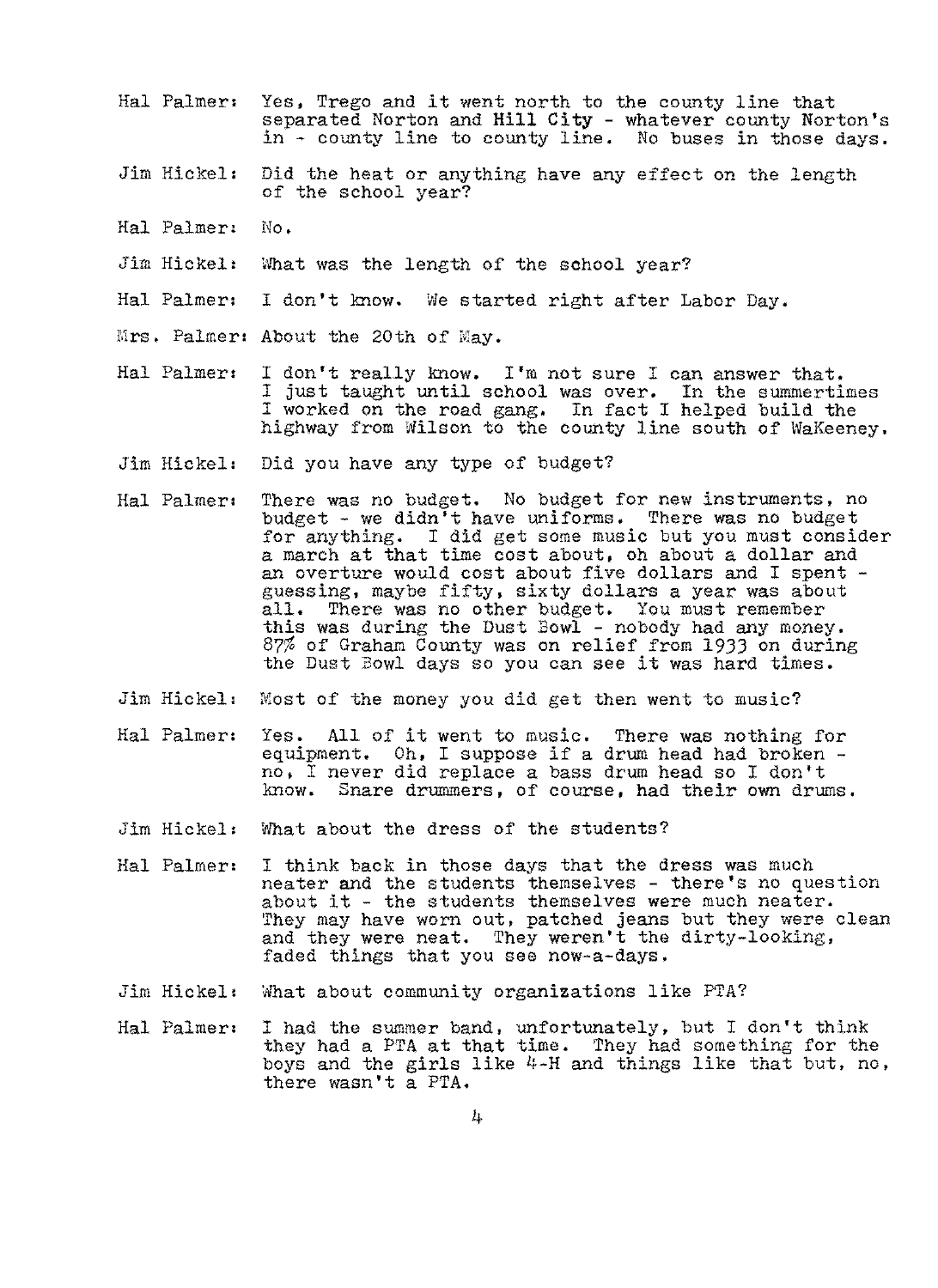Hal Palmer: Yes, Trego and it went north to the county line that separated Norton and Hill City - whatever county Norton's in - county line to county line. No buses in those days.

Jim Hickel: Did the heat or anything have any effect on the length of the school year?

Hal Palmer: No.

Jim Hickel: What was the length of the school year?

Hal Palmer: I don't know. We started right after Labor Day.

Mrs. Palmer: About the 20th of May.

Hal Palmer: I don't really know. I'm not sure I can answer that. I just taught until school was over. In the summertimes I worked on the road gang. In fact I helped build the highway from Wilson to the county line south of WaKeeney.

Jim Hickel: Did you have any type of budget?

Hal Palmer: There was no budget. No budget for new instruments, no budget - we didn't have uniforms. There was no budget for anything. I did get some music but you must consider a march at that time cost about, oh about a dollar and an overture would cost about five dollars and I spent - guessing, maybe fifty, sixty dollars a year was about all. There was no other budget. You must remember this was during the Dust Bowl - nobody had any money. 87% of Graham County was on relief from 1933 on during the Dust Bowl days so you can see it was hard times.

Jim Hickel: Most of the money you did get then went to music?

Hal Palmer: Yes. All of it went to music. There was nothing for equipment. Oh, I suppose if a drum head had broken - no, I never did replace a bass drum head so I don't know. Snare drummers, of course, had their own drums.

Jim Hickel: What about the dress of the students?

Hal Palmer: I think back in those days that the dress was much neater and the students themselves - there's no question about it - the students themselves were much neater. They may have worn out, patched jeans but they were clean and they were neat. They weren't the dirty-looking, faded things that you see now-a-days.

Jim Hickel: What about community organizations like PTA?

Hal Palmer: I had the summer band, unfortunately, but I don't think they had a PTA at that time. They had something for the boys and the girls like 4-H and things like that but, no, there wasn't a PTA.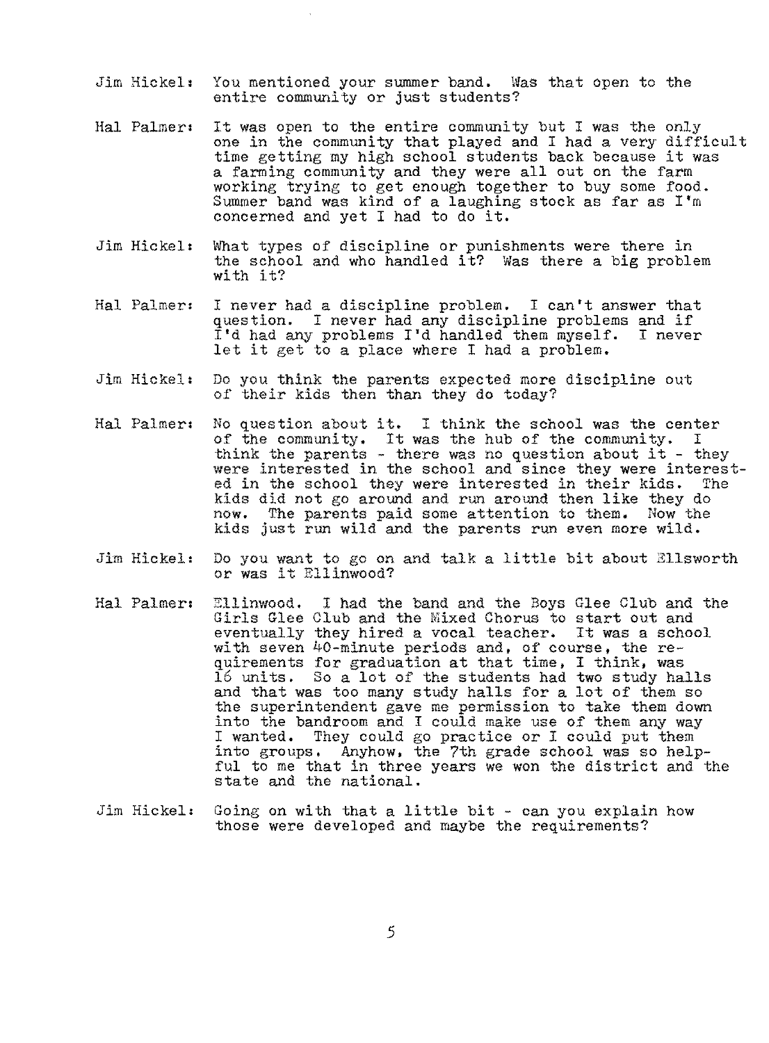Jim Hickel: You mentioned your summer band. Was that open to the entire community or just students?

Hal Palmer: It was open to the entire community but I was the only one in the community that played and I had a very difficult time getting my high school students back because it was a farming community and they were all out on the farm working trying to get enough together to buy some food. Summer band was kind of a laughing stock as far as I'm concerned and yet I had to do it.

Jim Hickel: What types of discipline or punishments were there in the school and who handled it? Was there a big problem with it?

Hal Palmer: I never had a discipline problem. I can't answer that question. I never had any discipline problems and if I'd had any problems I'd handled them myself. I never let it get to a place where I had a problem.

Jim Hickel: Do you think the parents expected more discipline out of their kids then than they do today?

Hal Palmer: No question about it. I think the school was the center of the community. It was the hub of the community. I think the parents - there was no question about it - they were interested in the school and since they were interested in the school they were interested in their kids. The kids did not go around and run around then like they do now. The parents paid some attention to them. Now the kids just run wild and the parents run even more wild.

Jim Hickel: Do you want to go on and talk a little bit about Ellsworth or was it Ellinwood?

Hal Palmer: Ellinwood. I had the band and the Boys Glee Club and the Girls Glee Club and the Mixed Chorus to start out and eventually they hired a vocal teacher. It was a school with seven 40-minute periods and, of course, the requirements for graduation at that time, I think, was 16 units. So a lot of the students had two study halls and that was too many study halls for a lot of them so the superintendent gave me permission to take them down into the bandroom and I could make use of them any way I wanted. They could go practice or I could put them into groups. Anyhow, the 7th grade school was so helpful to me that in three years we won the district and the state and the national.

Jim Hickel: Going on with that a little bit - can you explain how those were developed and maybe the requirements?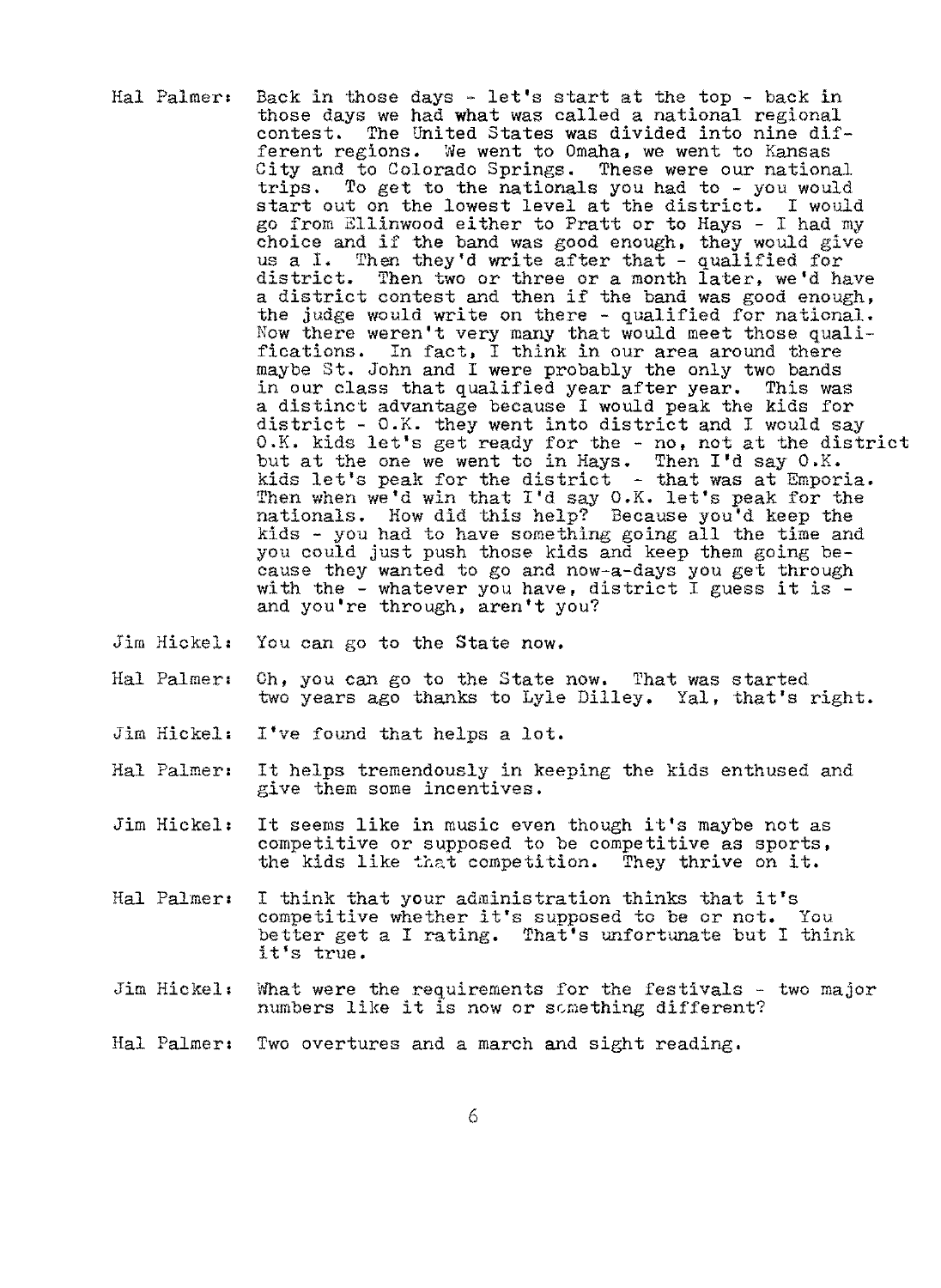**Hal Palmer:** Back in those days - let's start at the top - back in those days we had what was called a national regional contest. The United States was divided into nine different regions. We went to Omaha, we went to Kansas City and to Colorado Springs. These were our national trips. To get to the nationals you had to - you would start out on the lowest level at the district. I would go from Ellinwood either to Pratt or to Hays - I had my choice and if the band was good enough, they would give us a I. Then they'd write after that - qualified for district. Then two or three or a month later, we'd have a district contest and then if the band was good enough, the judge would write on there - qualified for national. Now there weren't very many that would meet those qualifications. In fact, I think in our area around there maybe St. John and I were probably the only two bands in our class that qualified year after year. This was a distinct advantage because I would peak the kids for district - O.K. they went into district and I would say O.K. kids let's get ready for the - no, not at the district but at the one we went to in Hays. Then I'd say O.K. kids let's peak for the district - that was at Emporia. Then when we'd win that I'd say O.K. let's peak for the nationals. How did this help? Because you'd keep the kids - you had to have something going all the time and you could just push those kids and keep them going because they wanted to go and now-a-days you get through with the - whatever you have, district I guess it is - and you're through, aren't you?

**Jim Hickel:** You can go to the State now.

**Hal Palmer:** Oh, you can go to the State now. That was started two years ago thanks to Lyle Dilley. Yal, that's right.

**Jim Hickel:** I've found that helps a lot.

**Hal Palmer:** It helps tremendously in keeping the kids enthused and give them some incentives.

**Jim Hickel:** It seems like in music even though it's maybe not as competitive or supposed to be competitive as sports, the kids like that competition. They thrive on it.

**Hal Palmer:** I think that your administration thinks that it's competitive whether it's supposed to be or not. You better get a I rating. That's unfortunate but I think it's true.

**Jim Hickel:** What were the requirements for the festivals - two major numbers like it is now or something different?

**Hal Palmer:** Two overtures and a march and sight reading.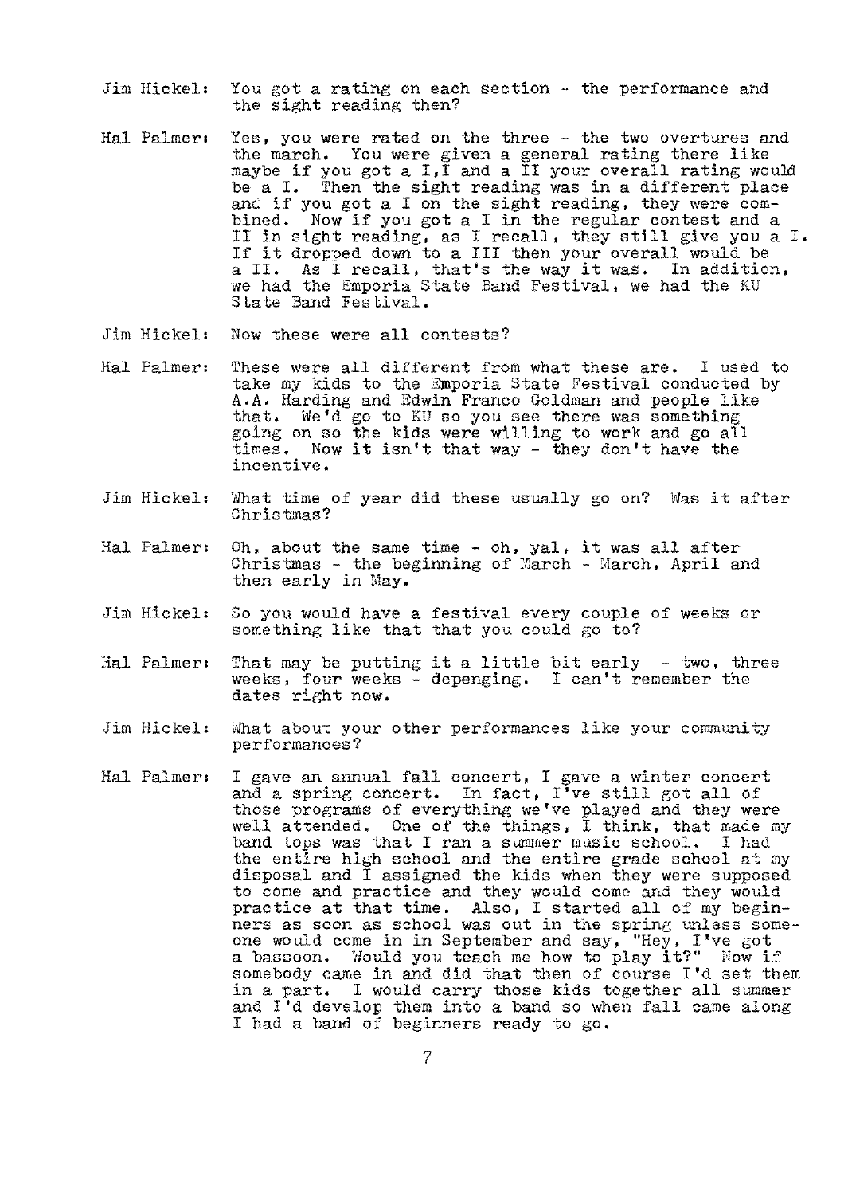Jim Hickel: You got a rating on each section - the performance and the sight reading then?

Hal Palmer: Yes, you were rated on the three - the two overtures and the march. You were given a general rating there like maybe if you got a I,I and a II your overall rating would be a I. Then the sight reading was in a different place and if you got a I on the sight reading, they were combined. Now if you got a I in the regular contest and a II in sight reading, as I recall, they still give you a I. If it dropped down to a III then your overall would be a II. As I recall, that's the way it was. In addition, we had the Emporia State Band Festival, we had the KU State Band Festival.

Jim Hickel: Now these were all contests?

Hal Palmer: These were all different from what these are. I used to take my kids to the Emporia State Festival conducted by A.A. Harding and Edwin Franco Goldman and people like that. We'd go to KU so you see there was something going on so the kids were willing to work and go all times. Now it isn't that way - they don't have the incentive.

Jim Hickel: What time of year did these usually go on? Was it after Christmas?

Hal Palmer: Oh, about the same time - oh, yal, it was all after Christmas - the beginning of March - March, April and then early in May.

Jim Hickel: So you would have a festival every couple of weeks or something like that that you could go to?

Hal Palmer: That may be putting it a little bit early - two, three weeks, four weeks - depenging. I can't remember the dates right now.

Jim Hickel: What about your other performances like your community performances?

Hal Palmer: I gave an annual fall concert, I gave a winter concert and a spring concert. In fact, I've still got all of those programs of everything we've played and they were well attended. One of the things, I think, that made my band tops was that I ran a summer music school. I had the entire high school and the entire grade school at my disposal and I assigned the kids when they were supposed to come and practice and they would come and they would practice at that time. Also, I started all of my beginners as soon as school was out in the spring unless someone would come in in September and say, "Hey, I've got a bassoon. Would you teach me how to play it?" Now if somebody came in and did that then of course I'd set them in a part. I would carry those kids together all summer and I'd develop them into a band so when fall came along I had a band of beginners ready to go.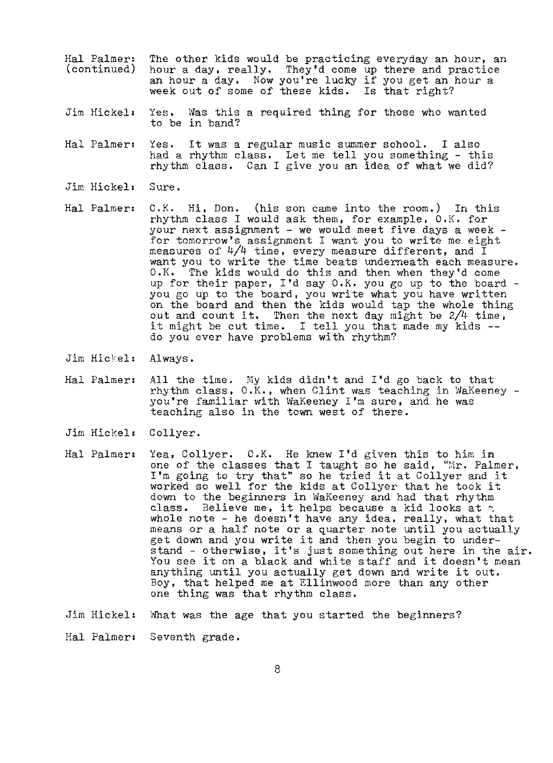Hal Palmer: (continued) The other kids would be practicing everyday an hour, an hour a day, really. They'd come up there and practice an hour a day. Now you're lucky if you get an hour a week out of some of these kids. Is that right?

Jim Hickel: Yes. Was this a required thing for those who wanted to be in band?

Hal Palmer: Yes. It was a regular music summer school. I also had a rhythm class. Let me tell you something - this rhythm class. Can I give you an idea of what we did?

Jim Hickel: Sure.

Hal Palmer: O.K. Hi, Don. (his son came into the room.) In this rhythm class I would ask them, for example, O.K. for your next assignment - we would meet five days a week - for tomorrow's assignment I want you to write me eight measures of 4/4 time, every measure different, and I want you to write the time beats underneath each measure. O.K. The kids would do this and then when they'd come up for their paper, I'd say O.K. you go up to the board - you go up to the board, you write what you have written on the board and then the kids would tap the whole thing out and count it. Then the next day might be 2/4 time, it might be cut time. I tell you that made my kids -- do you ever have problems with rhythm?

Jim Hickel: Always.

Hal Palmer: All the time. My kids didn't and I'd go back to that rhythm class, O.K., when Clint was teaching in WaKeeney - you're familiar with WaKeeney I'm sure, and he was teaching also in the town west of there.

Jim Hickel: Collyer.

Hal Palmer: Yea, Collyer. O.K. He knew I'd given this to him in one of the classes that I taught so he said, "Mr. Palmer, I'm going to try that" so he tried it at Collyer and it worked so well for the kids at Collyer that he took it down to the beginners in WaKeeney and had that rhythm class. Believe me, it helps because a kid looks at a whole note - he doesn't have any idea, really, what that means or a half note or a quarter note until you actually get down and you write it and then you begin to understand - otherwise, it's just something out here in the air. You see it on a black and white staff and it doesn't mean anything until you actually get down and write it out. Boy, that helped me at Ellinwood more than any other one thing was that rhythm class.

Jim Hickel: What was the age that you started the beginners?

Hal Palmer: Seventh grade.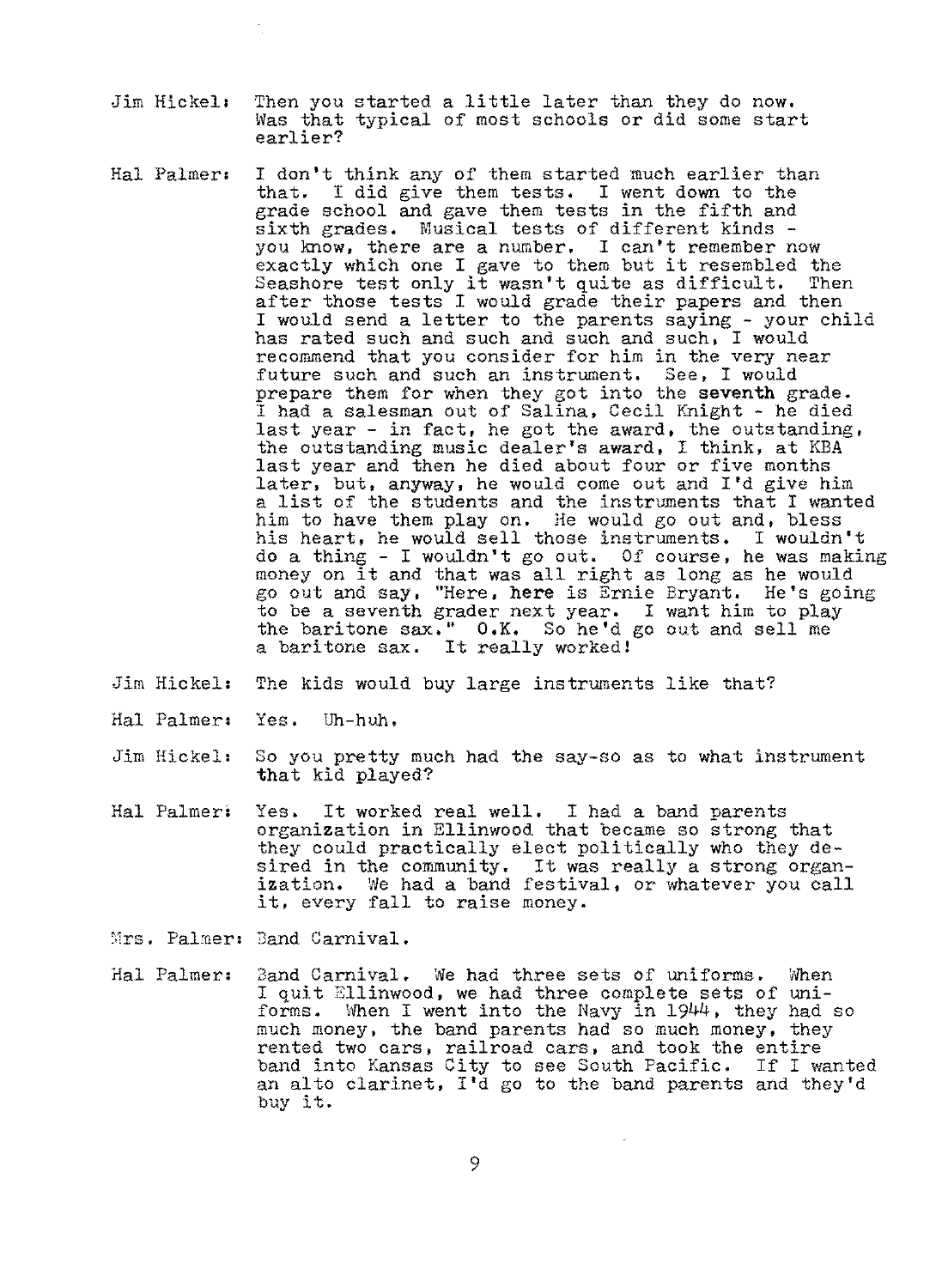Jim Hickel: Then you started a little later than they do now. Was that typical of most schools or did some start earlier?

Hal Palmer: I don't think any of them started much earlier than that. I did give them tests. I went down to the grade school and gave them tests in the fifth and sixth grades. Musical tests of different kinds - you know, there are a number. I can't remember now exactly which one I gave to them but it resembled the Seashore test only it wasn't quite as difficult. Then after those tests I would grade their papers and then I would send a letter to the parents saying - your child has rated such and such and such, I would recommend that you consider for him in the very near future such and such an instrument. See, I would prepare them for when they got into the seventh grade. I had a salesman out of Salina, Cecil Knight - he died last year - in fact, he got the award, the outstanding, the outstanding music dealer's award, I think, at KBA last year and then he died about four or five months later, but, anyway, he would come out and I'd give him a list of the students and the instruments that I wanted him to have them play on. He would go out and, bless his heart, he would sell those instruments. I wouldn't do a thing - I wouldn't go out. Of course, he was making money on it and that was all right as long as he would go out and say, "Here, here is Ernie Bryant. He's going to be a seventh grader next year. I want him to play the baritone sax." O.K. So he'd go out and sell me a baritone sax. It really worked!

Jim Hickel: The kids would buy large instruments like that?

Hal Palmer: Yes. Uh-huh.

Jim Hickel: So you pretty much had the say-so as to what instrument that kid played?

Hal Palmer: Yes. It worked real well. I had a band parents organization in Ellinwood that became so strong that they could practically elect politically who they desired in the community. It was really a strong organization. We had a band festival, or whatever you call it, every fall to raise money.

Mrs. Palmer: Band Carnival.

Hal Palmer: Band Carnival. We had three sets of uniforms. When I quit Ellinwood, we had three complete sets of uniforms. When I went into the Navy in 1944, they had so much money, the band parents had so much money, they rented two cars, railroad cars, and took the entire band into Kansas City to see South Pacific. If I wanted an alto clarinet, I'd go to the band parents and they'd buy it.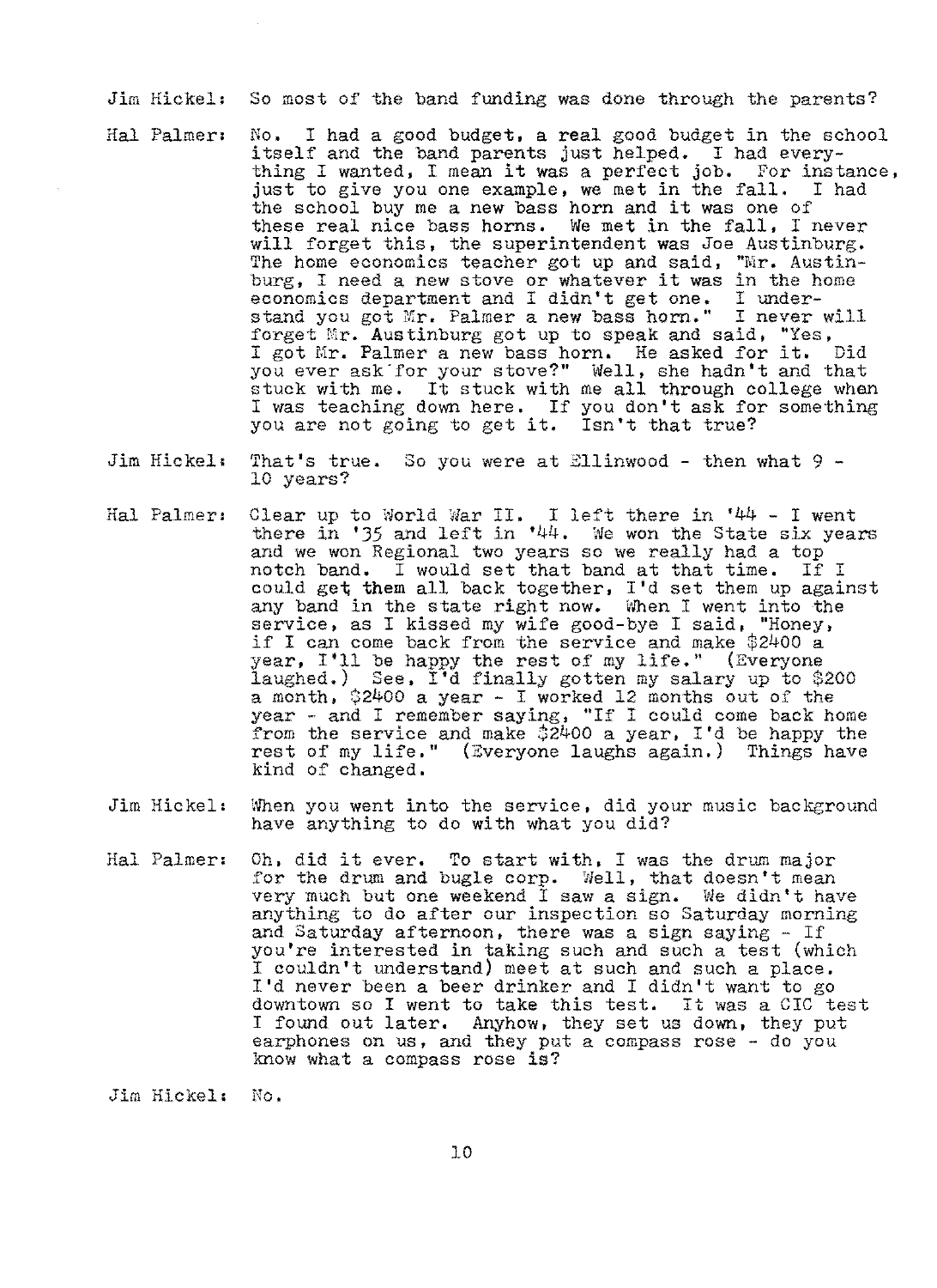Jim Hickel: So most of the band funding was done through the parents?

Hal Palmer: No. I had a good budget, a real good budget in the school itself and the band parents just helped. I had everything I wanted, I mean it was a perfect job. For instance, just to give you one example, we met in the fall. I had the school buy me a new bass horn and it was one of these real nice bass horns. We met in the fall, I never will forget this, the superintendent was Joe Austinburg. The home economics teacher got up and said, "Mr. Austinburg, I need a new stove or whatever it was in the home economics department and I didn't get one. I understand you got Mr. Palmer a new bass horn." I never will forget Mr. Austinburg got up to speak and said, "Yes, I got Mr. Palmer a new bass horn. He asked for it. Did you ever ask for your stove?" Well, she hadn't and that stuck with me. It stuck with me all through college when I was teaching down here. If you don't ask for something you are not going to get it. Isn't that true?

Jim Hickel: That's true. So you were at Ellinwood - then what 9 - 10 years?

Hal Palmer: Clear up to World War II. I left there in '44 - I went there in '35 and left in '44. We won the State six years and we won Regional two years so we really had a top notch band. I would set that band at that time. If I could get them all back together, I'd set them up against any band in the state right now. When I went into the service, as I kissed my wife good-bye I said, "Honey, if I can come back from the service and make $2400 a year, I'll be happy the rest of my life." (Everyone laughed.) See, I'd finally gotten my salary up to $200 a month, $2400 a year - I worked 12 months out of the year - and I remember saying, "If I could come back home from the service and make $2400 a year, I'd be happy the rest of my life." (Everyone laughs again.) Things have kind of changed.

Jim Hickel: When you went into the service, did your music background have anything to do with what you did?

Hal Palmer: Oh, did it ever. To start with, I was the drum major for the drum and bugle corp. Well, that doesn't mean very much but one weekend I saw a sign. We didn't have anything to do after our inspection so Saturday morning and Saturday afternoon, there was a sign saying - If you're interested in taking such and such a test (which I couldn't understand) meet at such and such a place. I'd never been a beer drinker and I didn't want to go downtown so I went to take this test. It was a CIC test I found out later. Anyhow, they set us down, they put earphones on us, and they put a compass rose - do you know what a compass rose is?

Jim Hickel: No.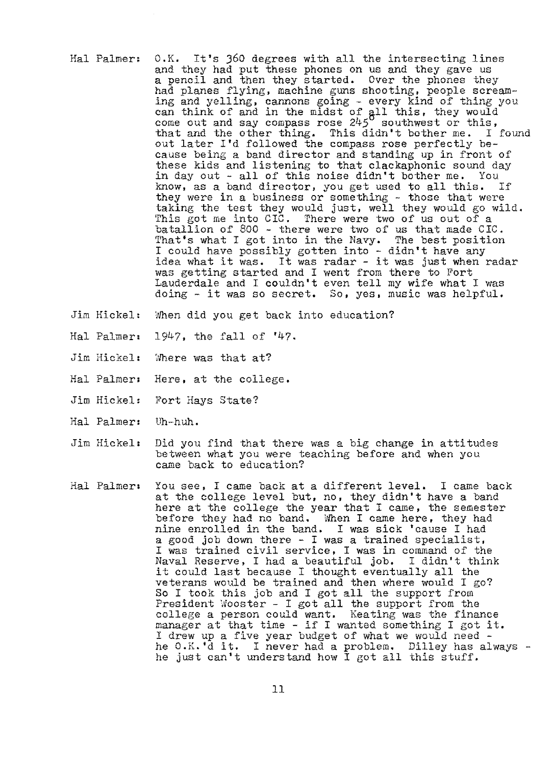Hal Palmer: O.K. It's 360 degrees with all the intersecting lines and they had put these phones on us and they gave us a pencil and then they started. Over the phones they had planes flying, machine guns shooting, people screaming and yelling, cannons going - every kind of thing you can think of and in the midst of all this, they would come out and say compass rose 245° southwest or this, that and the other thing. This didn't bother me. I found out later I'd followed the compass rose perfectly because being a band director and standing up in front of these kids and listening to that clackaphonic sound day in day out - all of this noise didn't bother me. You know, as a band director, you get used to all this. If they were in a business or something - those that were taking the test they would just, well they would go wild. This got me into CIC. There were two of us out of a batallion of 800 - there were two of us that made CIC. That's what I got into in the Navy. The best position I could have possibly gotten into - didn't have any idea what it was. It was radar - it was just when radar was getting started and I went from there to Fort Lauderdale and I couldn't even tell my wife what I was doing - it was so secret. So, yes, music was helpful.

Jim Hickel: When did you get back into education?

Hal Palmer: 1947, the fall of '47.

Jim Hickel: Where was that at?

Hal Palmer: Here, at the college.

Jim Hickel: Fort Hays State?

Hal Palmer: Uh-huh.

Jim Hickel: Did you find that there was a big change in attitudes between what you were teaching before and when you came back to education?

Hal Palmer: You see, I came back at a different level. I came back at the college level but, no, they didn't have a band here at the college the year that I came, the semester before they had no band. When I came here, they had nine enrolled in the band. I was sick 'cause I had a good job down there - I was a trained specialist, I was trained civil service, I was in command of the Naval Reserve, I had a beautiful job. I didn't think it could last because I thought eventually all the veterans would be trained and then where would I go? So I took this job and I got all the support from President Wooster - I got all the support from the college a person could want. Keating was the finance manager at that time - if I wanted something I got it. I drew up a five year budget of what we would need - he O.K.'d it. I never had a problem. Dilley has always - he just can't understand how I got all this stuff.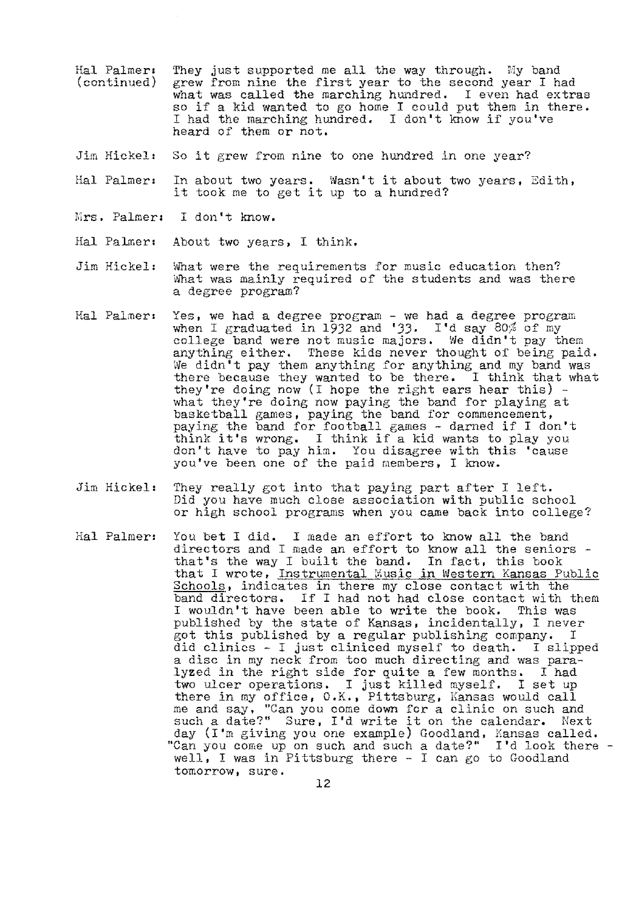Hal Palmer: (continued) They just supported me all the way through. My band grew from nine the first year to the second year I had what was called the marching hundred. I even had extras so if a kid wanted to go home I could put them in there. I had the marching hundred. I don't know if you've heard of them or not.

Jim Hickel: So it grew from nine to one hundred in one year?

Hal Palmer: In about two years. Wasn't it about two years, Edith, it took me to get it up to a hundred?

Mrs. Palmer: I don't know.

Hal Palmer: About two years, I think.

Jim Hickel: What were the requirements for music education then? What was mainly required of the students and was there a degree program?

Hal Palmer: Yes, we had a degree program - we had a degree program when I graduated in 1932 and '33. I'd say 80% of my college band were not music majors. We didn't pay them anything either. These kids never thought of being paid. We didn't pay them anything for anything and my band was there because they wanted to be there. I think that what they're doing now (I hope the right ears hear this) - what they're doing now paying the band for playing at basketball games, paying the band for commencement, paying the band for football games - darned if I don't think it's wrong. I think if a kid wants to play you don't have to pay him. You disagree with this 'cause you've been one of the paid members, I know.

Jim Hickel: They really got into that paying part after I left. Did you have much close association with public school or high school programs when you came back into college?

Hal Palmer: You bet I did. I made an effort to know all the band directors and I made an effort to know all the seniors - that's the way I built the band. In fact, this book that I wrote, <u>Instrumental Music in Western Kansas Public Schools</u>, indicates in there my close contact with the band directors. If I had not had close contact with them I wouldn't have been able to write the book. This was published by the state of Kansas, incidentally, I never got this published by a regular publishing company. I did clinics - I just cliniced myself to death. I slipped a disc in my neck from too much directing and was paralyzed in the right side for quite a few months. I had two ulcer operations. I just killed myself. I set up there in my office, O.K., Pittsburg, Kansas would call me and say, "Can you come down for a clinic on such and such a date?" Sure, I'd write it on the calendar. Next day (I'm giving you one example) Goodland, Kansas called. "Can you come up on such and such a date?" I'd look there - well, I was in Pittsburg there - I can go to Goodland tomorrow, sure.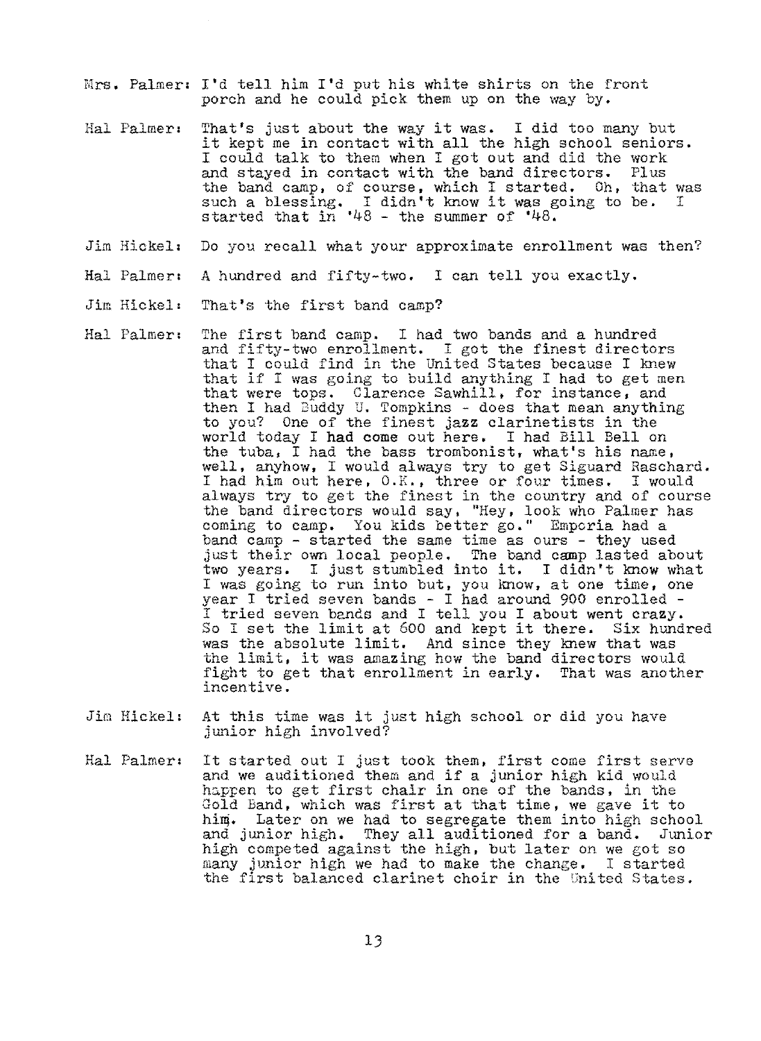Mrs. Palmer: I'd tell him I'd put his white shirts on the front porch and he could pick them up on the way by.

Hal Palmer: That's just about the way it was. I did too many but it kept me in contact with all the high school seniors. I could talk to them when I got out and did the work and stayed in contact with the band directors. Plus the band camp, of course, which I started. Oh, that was such a blessing. I didn't know it was going to be. I started that in '48 - the summer of '48.

Jim Hickel: Do you recall what your approximate enrollment was then?

Hal Palmer: A hundred and fifty-two. I can tell you exactly.

Jim Hickel: That's the first band camp?

Hal Palmer: The first band camp. I had two bands and a hundred and fifty-two enrollment. I got the finest directors that I could find in the United States because I knew that if I was going to build anything I had to get men that were tops. Clarence Sawhill, for instance, and then I had Buddy U. Tompkins - does that mean anything to you? One of the finest jazz clarinetists in the world today I had come out here. I had Bill Bell on the tuba, I had the bass trombonist, what's his name, well, anyhow, I would always try to get Siguard Raschard. I had him out here, O.K., three or four times. I would always try to get the finest in the country and of course the band directors would say, "Hey, look who Palmer has coming to camp. You kids better go." Emporia had a band camp - started the same time as ours - they used just their own local people. The band camp lasted about two years. I just stumbled into it. I didn't know what I was going to run into but, you know, at one time, one year I tried seven bands - I had around 900 enrolled - I tried seven bands and I tell you I about went crazy. So I set the limit at 600 and kept it there. Six hundred was the absolute limit. And since they knew that was the limit, it was amazing how the band directors would fight to get that enrollment in early. That was another incentive.

Jim Hickel: At this time was it just high school or did you have junior high involved?

Hal Palmer: It started out I just took them, first come first serve and we auditioned them and if a junior high kid would happen to get first chair in one of the bands, in the Gold Band, which was first at that time, we gave it to him. Later on we had to segregate them into high school and junior high. They all auditioned for a band. Junior high competed against the high, but later on we got so many junior high we had to make the change. I started the first balanced clarinet choir in the United States.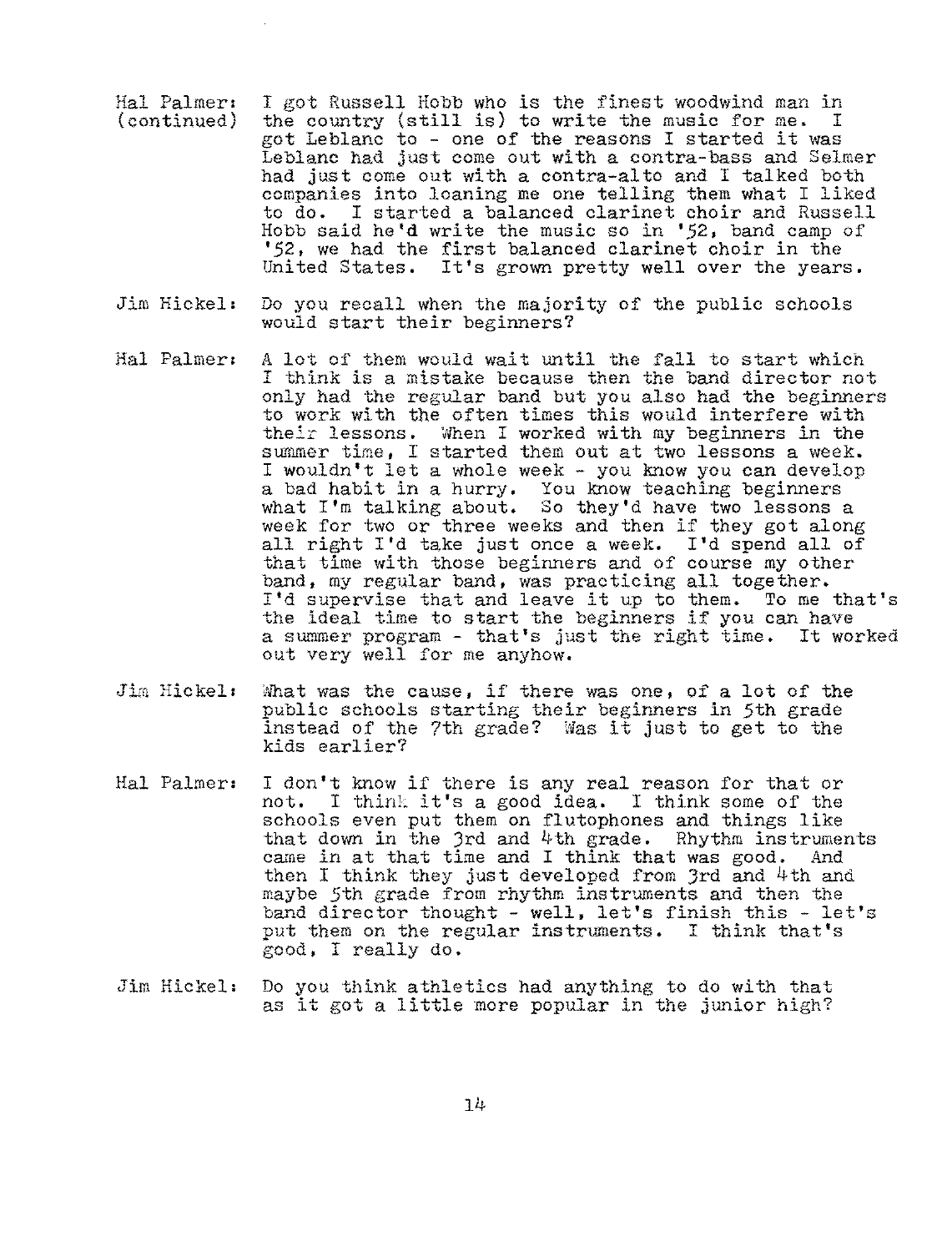**Hal Palmer: (continued)** I got Russell Hobb who is the finest woodwind man in the country (still is) to write the music for me. I got Leblanc to - one of the reasons I started it was Leblanc had just come out with a contra-bass and Selmer had just come out with a contra-alto and I talked both companies into loaning me one telling them what I liked to do. I started a balanced clarinet choir and Russell Hobb said he'd write the music so in '52, band camp of '52, we had the first balanced clarinet choir in the United States. It's grown pretty well over the years.

**Jim Hickel:** Do you recall when the majority of the public schools would start their beginners?

**Hal Palmer:** A lot of them would wait until the fall to start which I think is a mistake because then the band director not only had the regular band but you also had the beginners to work with the often times this would interfere with their lessons. When I worked with my beginners in the summer time, I started them out at two lessons a week. I wouldn't let a whole week - you know you can develop a bad habit in a hurry. You know teaching beginners what I'm talking about. So they'd have two lessons a week for two or three weeks and then if they got along all right I'd take just once a week. I'd spend all of that time with those beginners and of course my other band, my regular band, was practicing all together. I'd supervise that and leave it up to them. To me that's the ideal time to start the beginners if you can have a summer program - that's just the right time. It worked out very well for me anyhow.

**Jim Hickel:** What was the cause, if there was one, of a lot of the public schools starting their beginners in 5th grade instead of the 7th grade? Was it just to get to the kids earlier?

**Hal Palmer:** I don't know if there is any real reason for that or not. I think it's a good idea. I think some of the schools even put them on flutophones and things like that down in the 3rd and 4th grade. Rhythm instruments came in at that time and I think that was good. And then I think they just developed from 3rd and 4th and maybe 5th grade from rhythm instruments and then the band director thought - well, let's finish this - let's put them on the regular instruments. I think that's good, I really do.

**Jim Hickel:** Do you think athletics had anything to do with that as it got a little more popular in the junior high?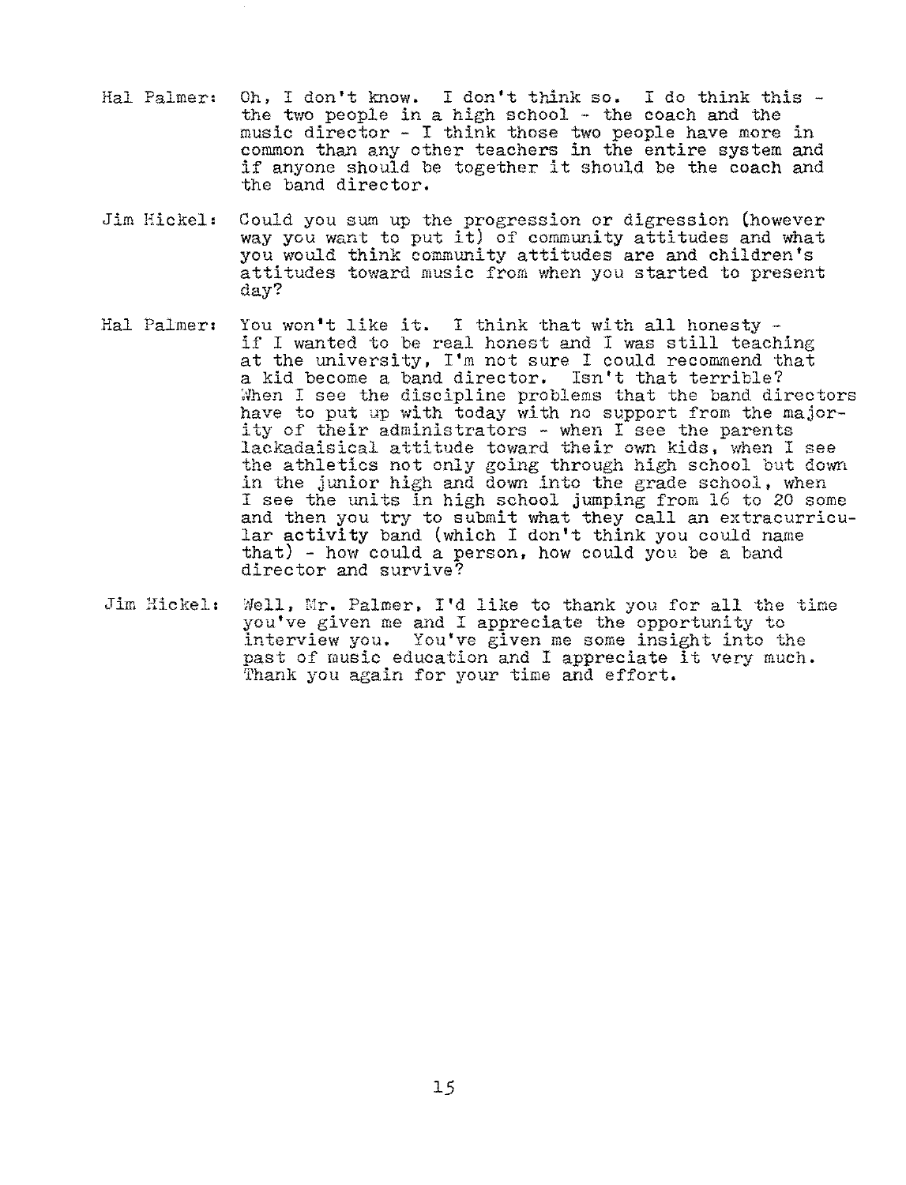Hal Palmer: Oh, I don't know. I don't think so. I do think this - the two people in a high school - the coach and the music director - I think those two people have more in common than any other teachers in the entire system and if anyone should be together it should be the coach and the band director.

Jim Hickel: Could you sum up the progression or digression (however way you want to put it) of community attitudes and what you would think community attitudes are and children's attitudes toward music from when you started to present day?

Hal Palmer: You won't like it. I think that with all honesty - if I wanted to be real honest and I was still teaching at the university, I'm not sure I could recommend that a kid become a band director. Isn't that terrible? When I see the discipline problems that the band directors have to put up with today with no support from the majority of their administrators - when I see the parents lackadaisical attitude toward their own kids, when I see the athletics not only going through high school but down in the junior high and down into the grade school, when I see the units in high school jumping from 16 to 20 some and then you try to submit what they call an extracurricular activity band (which I don't think you could name that) - how could a person, how could you be a band director and survive?

Jim Hickel: Well, Mr. Palmer, I'd like to thank you for all the time you've given me and I appreciate the opportunity to interview you. You've given me some insight into the past of music education and I appreciate it very much. Thank you again for your time and effort.